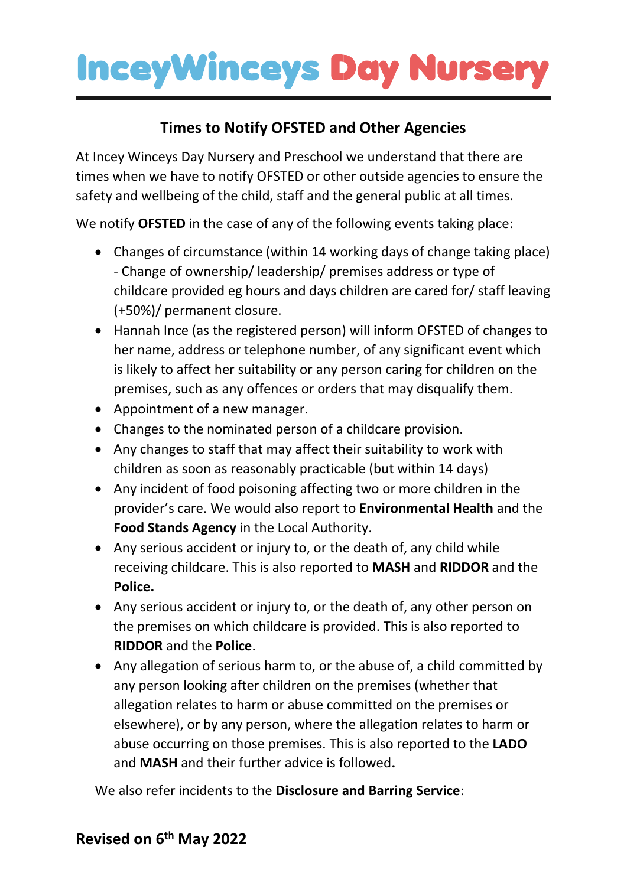# InceyWinceys Day Nursery

## Times to Notify OFSTED and Other Agencies

At Incey Winceys Day Nursery and Preschool we understand that there are times when we have to notify OFSTED or other outside agencies to ensure the safety and wellbeing of the child, staff and the general public at all times.

We notify **OFSTED** in the case of any of the following events taking place:

- Changes of circumstance (within 14 working days of change taking place) - Change of ownership/ leadership/ premises address or type of childcare provided eg hours and days children are cared for/ staff leaving (+50%)/ permanent closure.
- Hannah Ince (as the registered person) will inform OFSTED of changes to her name, address or telephone number, of any significant event which is likely to affect her suitability or any person caring for children on the premises, such as any offences or orders that may disqualify them.
- Appointment of a new manager.
- Changes to the nominated person of a childcare provision.
- Any changes to staff that may affect their suitability to work with children as soon as reasonably practicable (but within 14 days)
- Any incident of food poisoning affecting two or more children in the provider's care. We would also report to **Environmental Health** and the **Food Stands Agency** in the Local Authority.
- Any serious accident or injury to, or the death of, any child while receiving childcare. This is also reported to **MASH** and **RIDDOR** and the **Police.**
- Any serious accident or injury to, or the death of, any other person on the premises on which childcare is provided. This is also reported to **RIDDOR** and the **Police**.
- Any allegation of serious harm to, or the abuse of, a child committed by any person looking after children on the premises (whether that allegation relates to harm or abuse committed on the premises or elsewhere), or by any person, where the allegation relates to harm or abuse occurring on those premises. This is also reported to the **LADO** and **MASH** and their further advice is followed**.**

We also refer incidents to the **Disclosure and Barring Service**:

**Revised on 6th May 2022**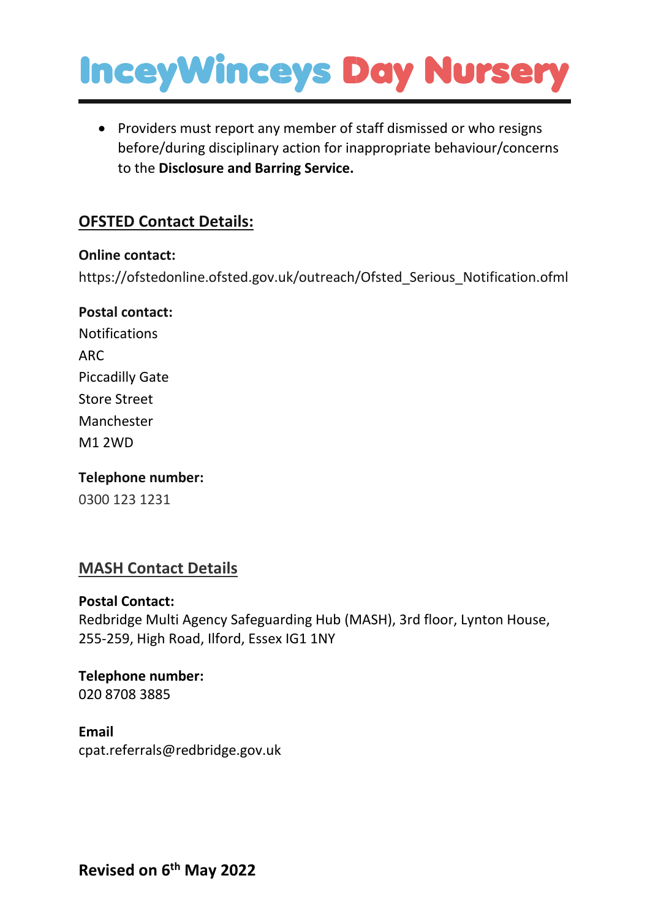- Providers must report any member of staff dismissed or who resigns before/during disciplinary action for inappropriate behaviour/concerns to the **Disclosure and Barring Service.**

## OFSTED Contact Details:

**Online contact:**

https://ofstedonline.ofsted.gov.uk/outreach/Ofsted_Serious_Notification.ofml

**Postal contact:**

Notifications

ARC

Piccadilly Gate

Store Street

Manchester

M1 2WD

**Telephone number:**

0300 123 1231

## MASH Contact Details

**Postal Contact:**

Redbridge Multi Agency Safeguarding Hub (MASH), 3rd floor, Lynton House, 255-259, High Road, Ilford, Essex IG1 1NY

**Telephone number:**

020 8708 3885

**Email**

cpat.referrals@redbridge.gov.uk

**Revised on 6th May 2022**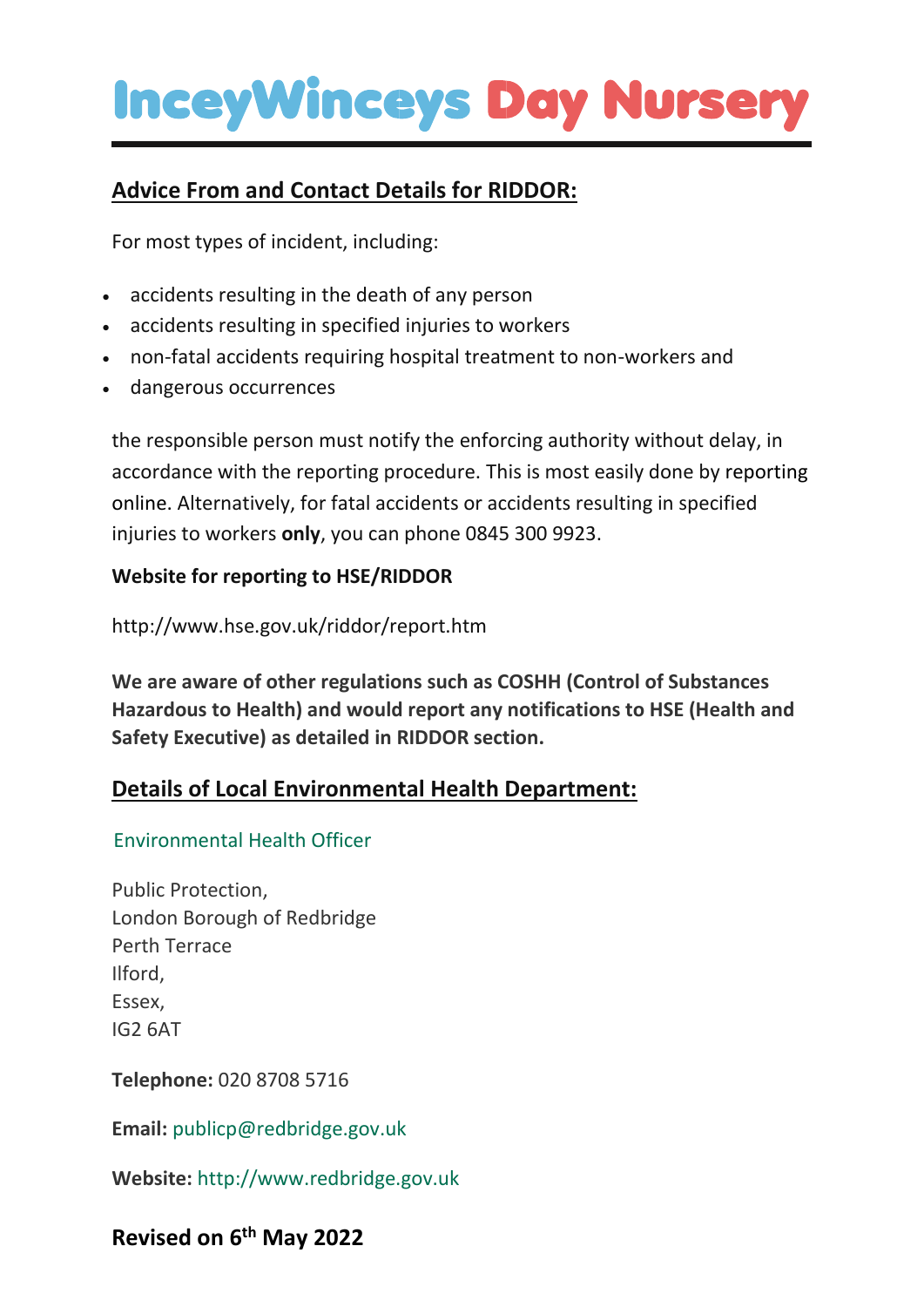# InceyWinceys Day Nursery

## Advice From and Contact Details for RIDDOR:

For most types of incident, including:

- accidents resulting in the death of any person
- accidents resulting in specified injuries to workers
- non-fatal accidents requiring hospital treatment to non-workers and
- dangerous occurrences

the responsible person must notify the enforcing authority without delay, in accordance with the reporting procedure. This is most easily done by reporting online. Alternatively, for fatal accidents or accidents resulting in specified injuries to workers **only**, you can phone 0845 300 9923.

**Website for reporting to HSE/RIDDOR**

http://www.hse.gov.uk/riddor/report.htm

**We are aware of other regulations such as COSHH (Control of Substances Hazardous to Health) and would report any notifications to HSE (Health and Safety Executive) as detailed in RIDDOR section.**

## Details of Local Environmental Health Department:

Environmental Health Officer

Public Protection,
London Borough of Redbridge
Perth Terrace
Ilford,
Essex,
IG2 6AT

**Telephone:** 020 8708 5716

**Email:** publicp@redbridge.gov.uk

**Website:** http://www.redbridge.gov.uk

**Revised on 6th May 2022**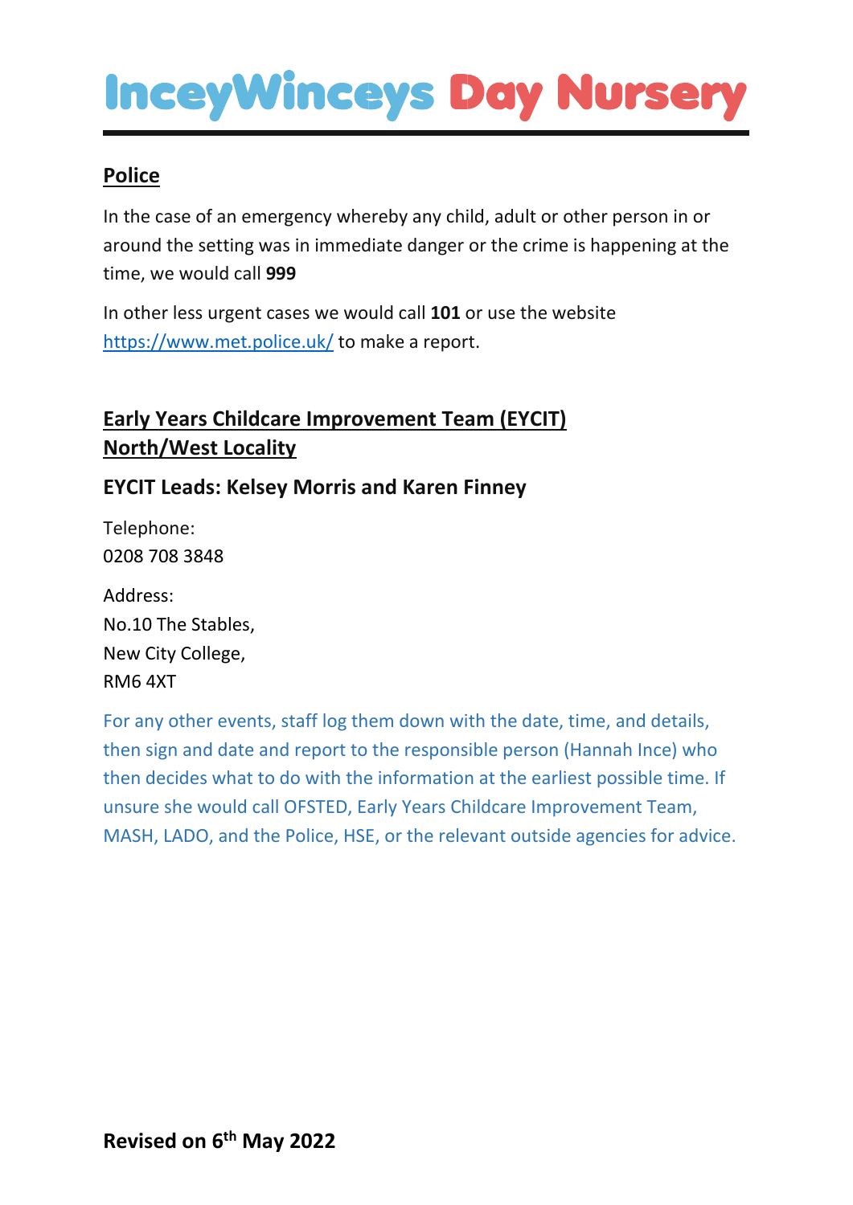## Police

In the case of an emergency whereby any child, adult or other person in or around the setting was in immediate danger or the crime is happening at the time, we would call **999**

In other less urgent cases we would call **101** or use the website https://www.met.police.uk/ to make a report.

## Early Years Childcare Improvement Team (EYCIT) North/West Locality

### EYCIT Leads: Kelsey Morris and Karen Finney

Telephone:
0208 708 3848

Address:
No.10 The Stables,
New City College,
RM6 4XT

For any other events, staff log them down with the date, time, and details, then sign and date and report to the responsible person (Hannah Ince) who then decides what to do with the information at the earliest possible time. If unsure she would call OFSTED, Early Years Childcare Improvement Team, MASH, LADO, and the Police, HSE, or the relevant outside agencies for advice.

**Revised on 6th May 2022**